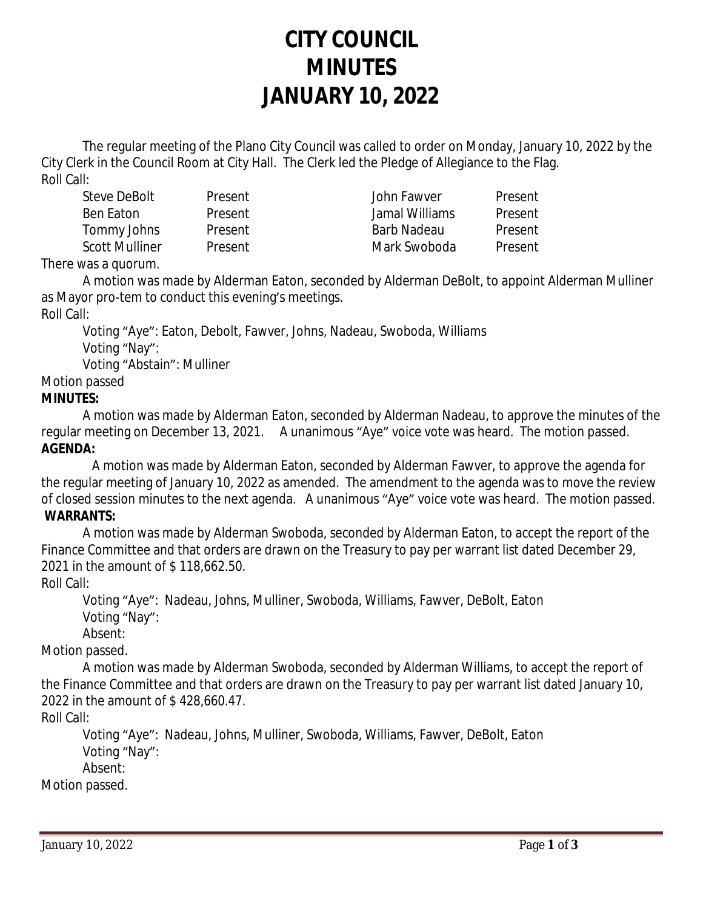# CITY COUNCIL
# MINUTES
# JANUARY 10, 2022

The regular meeting of the Plano City Council was called to order on Monday, January 10, 2022 by the City Clerk in the Council Room at City Hall. The Clerk led the Pledge of Allegiance to the Flag.

Roll Call:

| | | | |
|---|---|---|---|
| Steve DeBolt | Present | John Fawver | Present |
| Ben Eaton | Present | Jamal Williams | Present |
| Tommy Johns | Present | Barb Nadeau | Present |
| Scott Mulliner | Present | Mark Swoboda | Present |

There was a quorum.

A motion was made by Alderman Eaton, seconded by Alderman DeBolt, to appoint Alderman Mulliner as Mayor pro-tem to conduct this evening's meetings.

Roll Call:

Voting "Aye": Eaton, Debolt, Fawver, Johns, Nadeau, Swoboda, Williams
Voting "Nay":
Voting "Abstain": Mulliner

Motion passed

**MINUTES:**

A motion was made by Alderman Eaton, seconded by Alderman Nadeau, to approve the minutes of the regular meeting on December 13, 2021. A unanimous "Aye" voice vote was heard. The motion passed.

**AGENDA:**

A motion was made by Alderman Eaton, seconded by Alderman Fawver, to approve the agenda for the regular meeting of January 10, 2022 as amended. The amendment to the agenda was to move the review of closed session minutes to the next agenda. A unanimous "Aye" voice vote was heard. The motion passed.

**WARRANTS:**

A motion was made by Alderman Swoboda, seconded by Alderman Eaton, to accept the report of the Finance Committee and that orders are drawn on the Treasury to pay per warrant list dated December 29, 2021 in the amount of $ 118,662.50.

Roll Call:

Voting "Aye": Nadeau, Johns, Mulliner, Swoboda, Williams, Fawver, DeBolt, Eaton
Voting "Nay":
Absent:

Motion passed.

A motion was made by Alderman Swoboda, seconded by Alderman Williams, to accept the report of the Finance Committee and that orders are drawn on the Treasury to pay per warrant list dated January 10, 2022 in the amount of $ 428,660.47.

Roll Call:

Voting "Aye": Nadeau, Johns, Mulliner, Swoboda, Williams, Fawver, DeBolt, Eaton
Voting "Nay":
Absent:

Motion passed.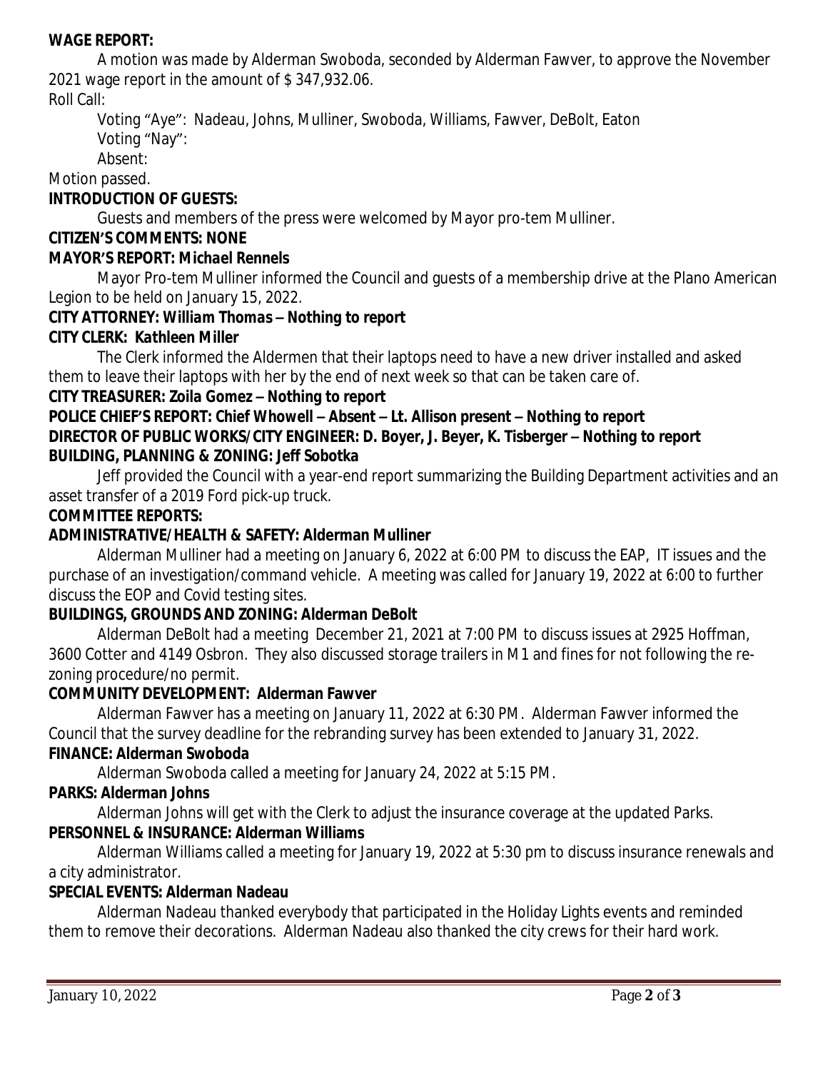**WAGE REPORT:**

A motion was made by Alderman Swoboda, seconded by Alderman Fawver, to approve the November 2021 wage report in the amount of $ 347,932.06.

Roll Call:

Voting "Aye": Nadeau, Johns, Mulliner, Swoboda, Williams, Fawver, DeBolt, Eaton

Voting "Nay":

Absent:

Motion passed.

**INTRODUCTION OF GUESTS:**

Guests and members of the press were welcomed by Mayor pro-tem Mulliner.

**CITIZEN'S COMMENTS: NONE**

**MAYOR'S REPORT: *Michael Rennels***

Mayor Pro-tem Mulliner informed the Council and guests of a membership drive at the Plano American Legion to be held on January 15, 2022.

**CITY ATTORNEY: *William Thomas* – Nothing to report**

**CITY CLERK: *Kathleen Miller***

The Clerk informed the Aldermen that their laptops need to have a new driver installed and asked them to leave their laptops with her by the end of next week so that can be taken care of.

**CITY TREASURER: *Zoila Gomez* – Nothing to report**

**POLICE CHIEF'S REPORT: Chief Whowell – Absent – Lt. Allison present – Nothing to report**

**DIRECTOR OF PUBLIC WORKS/CITY ENGINEER: D. Boyer, J. Beyer, K. Tisberger – Nothing to report**

**BUILDING, PLANNING & ZONING: Jeff Sobotka**

Jeff provided the Council with a year-end report summarizing the Building Department activities and an asset transfer of a 2019 Ford pick-up truck.

**COMMITTEE REPORTS:**

**ADMINISTRATIVE/HEALTH & SAFETY: Alderman Mulliner**

Alderman Mulliner had a meeting on January 6, 2022 at 6:00 PM to discuss the EAP, IT issues and the purchase of an investigation/command vehicle. A meeting was called for January 19, 2022 at 6:00 to further discuss the EOP and Covid testing sites.

**BUILDINGS, GROUNDS AND ZONING: Alderman DeBolt**

Alderman DeBolt had a meeting December 21, 2021 at 7:00 PM to discuss issues at 2925 Hoffman, 3600 Cotter and 4149 Osbron. They also discussed storage trailers in M1 and fines for not following the re-zoning procedure/no permit.

**COMMUNITY DEVELOPMENT: Alderman Fawver**

Alderman Fawver has a meeting on January 11, 2022 at 6:30 PM. Alderman Fawver informed the Council that the survey deadline for the rebranding survey has been extended to January 31, 2022.

**FINANCE: Alderman Swoboda**

Alderman Swoboda called a meeting for January 24, 2022 at 5:15 PM.

**PARKS: Alderman Johns**

Alderman Johns will get with the Clerk to adjust the insurance coverage at the updated Parks.

**PERSONNEL & INSURANCE: Alderman Williams**

Alderman Williams called a meeting for January 19, 2022 at 5:30 pm to discuss insurance renewals and a city administrator.

**SPECIAL EVENTS: Alderman Nadeau**

Alderman Nadeau thanked everybody that participated in the Holiday Lights events and reminded them to remove their decorations. Alderman Nadeau also thanked the city crews for their hard work.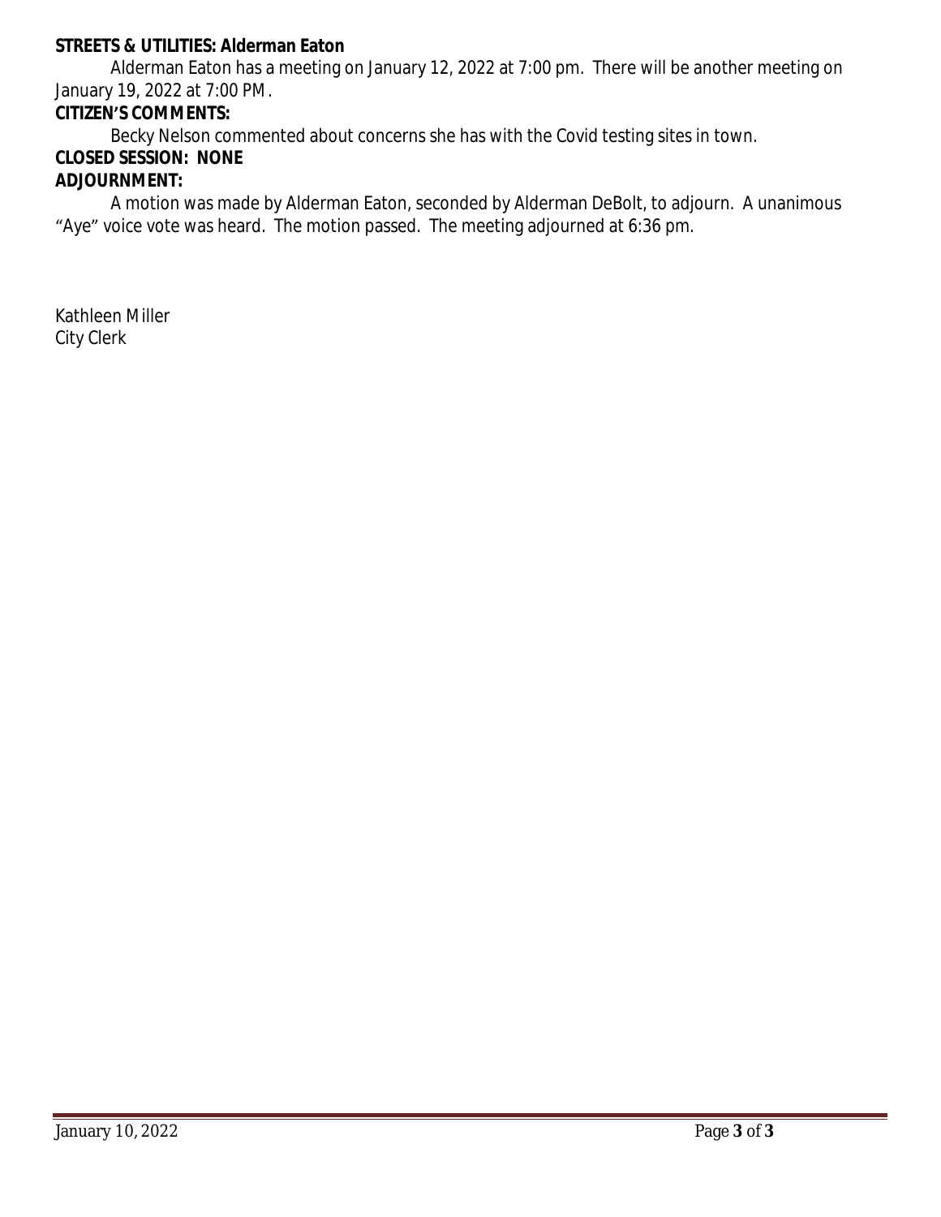**STREETS & UTILITIES: Alderman Eaton**

Alderman Eaton has a meeting on January 12, 2022 at 7:00 pm. There will be another meeting on January 19, 2022 at 7:00 PM.

**CITIZEN'S COMMENTS:**

Becky Nelson commented about concerns she has with the Covid testing sites in town.

**CLOSED SESSION: NONE**

**ADJOURNMENT:**

A motion was made by Alderman Eaton, seconded by Alderman DeBolt, to adjourn. A unanimous "Aye" voice vote was heard. The motion passed. The meeting adjourned at 6:36 pm.

Kathleen Miller
City Clerk